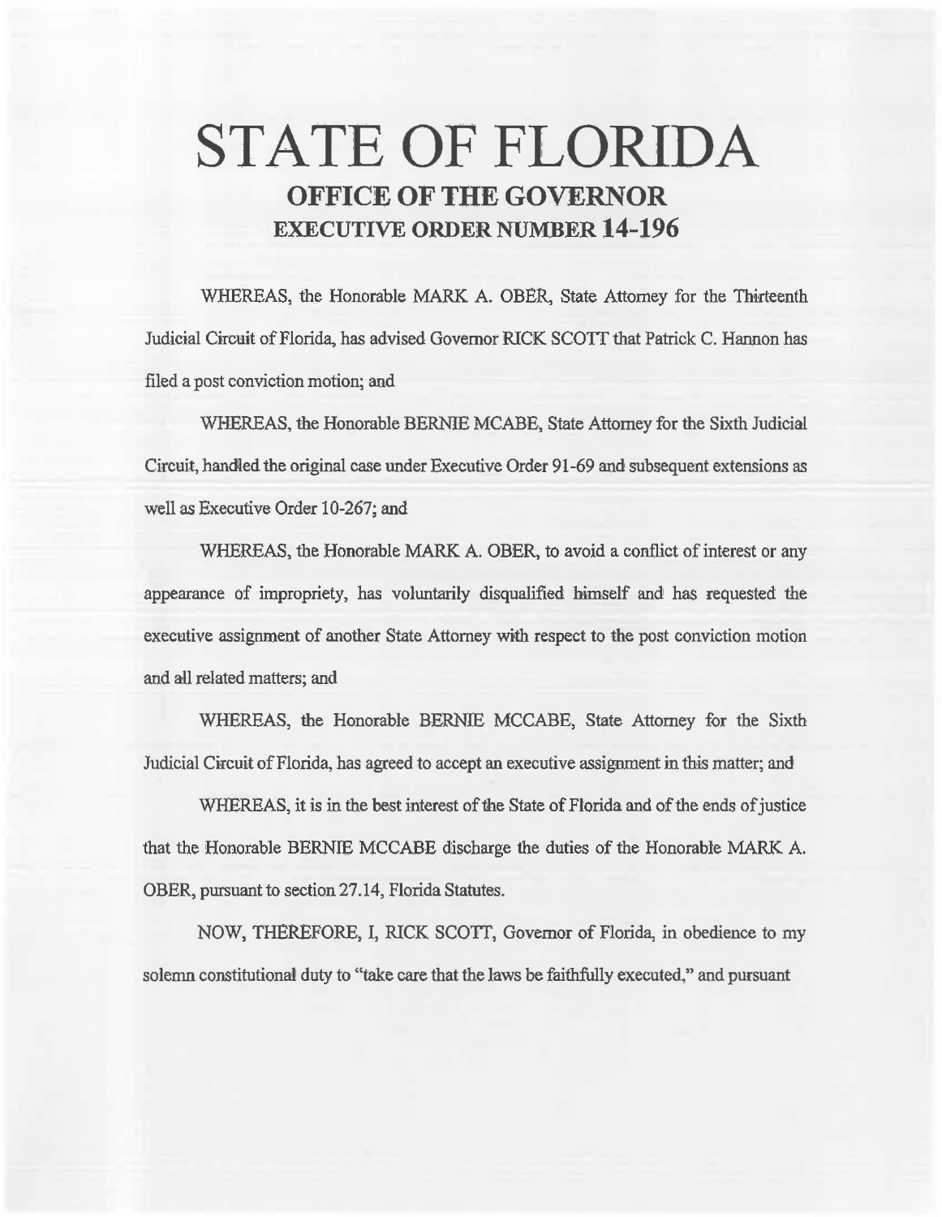# STATE OF FLORIDA

## OFFICE OF THE GOVERNOR

## EXECUTIVE ORDER NUMBER 14-196

WHEREAS, the Honorable MARK A. OBER, State Attorney for the Thirteenth Judicial Circuit of Florida, has advised Governor RICK SCOTT that Patrick C. Hannon has filed a post conviction motion; and

WHEREAS, the Honorable BERNIE MCABE, State Attorney for the Sixth Judicial Circuit, handled the original case under Executive Order 91-69 and subsequent extensions as well as Executive Order 10-267; and

WHEREAS, the Honorable MARK A. OBER, to avoid a conflict of interest or any appearance of impropriety, has voluntarily disqualified himself and has requested the executive assignment of another State Attorney with respect to the post conviction motion and all related matters; and

WHEREAS, the Honorable BERNIE MCCABE, State Attorney for the Sixth Judicial Circuit of Florida, has agreed to accept an executive assignment in this matter; and

WHEREAS, it is in the best interest of the State of Florida and of the ends of justice that the Honorable BERNIE MCCABE discharge the duties of the Honorable MARK A. OBER, pursuant to section 27.14, Florida Statutes.

NOW, THEREFORE, I, RICK SCOTT, Governor of Florida, in obedience to my solemn constitutional duty to "take care that the laws be faithfully executed," and pursuant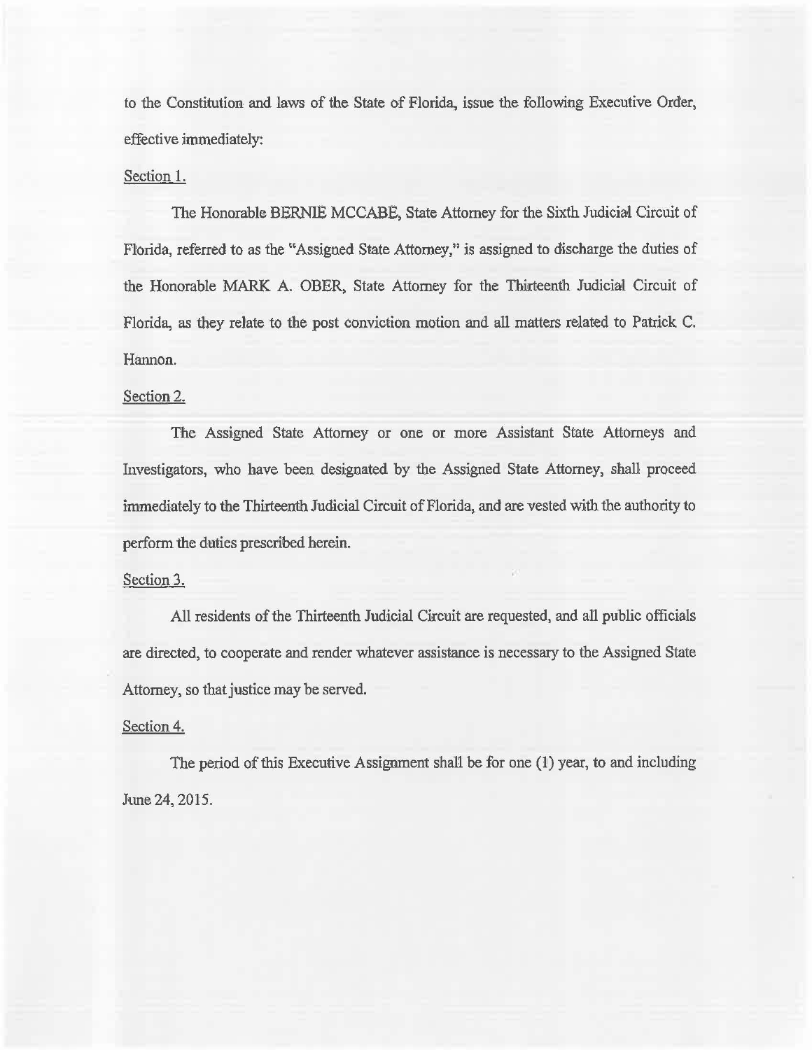to the Constitution and laws of the State of Florida, issue the following Executive Order, effective immediately:

Section 1.

The Honorable BERNIE MCCABE, State Attorney for the Sixth Judicial Circuit of Florida, referred to as the "Assigned State Attorney," is assigned to discharge the duties of the Honorable MARK A. OBER, State Attorney for the Thirteenth Judicial Circuit of Florida, as they relate to the post conviction motion and all matters related to Patrick C. Hannon.

Section 2.

The Assigned State Attorney or one or more Assistant State Attorneys and Investigators, who have been designated by the Assigned State Attorney, shall proceed immediately to the Thirteenth Judicial Circuit of Florida, and are vested with the authority to perform the duties prescribed herein.

Section 3.

All residents of the Thirteenth Judicial Circuit are requested, and all public officials are directed, to cooperate and render whatever assistance is necessary to the Assigned State Attorney, so that justice may be served.

Section 4.

The period of this Executive Assignment shall be for one (1) year, to and including June 24, 2015.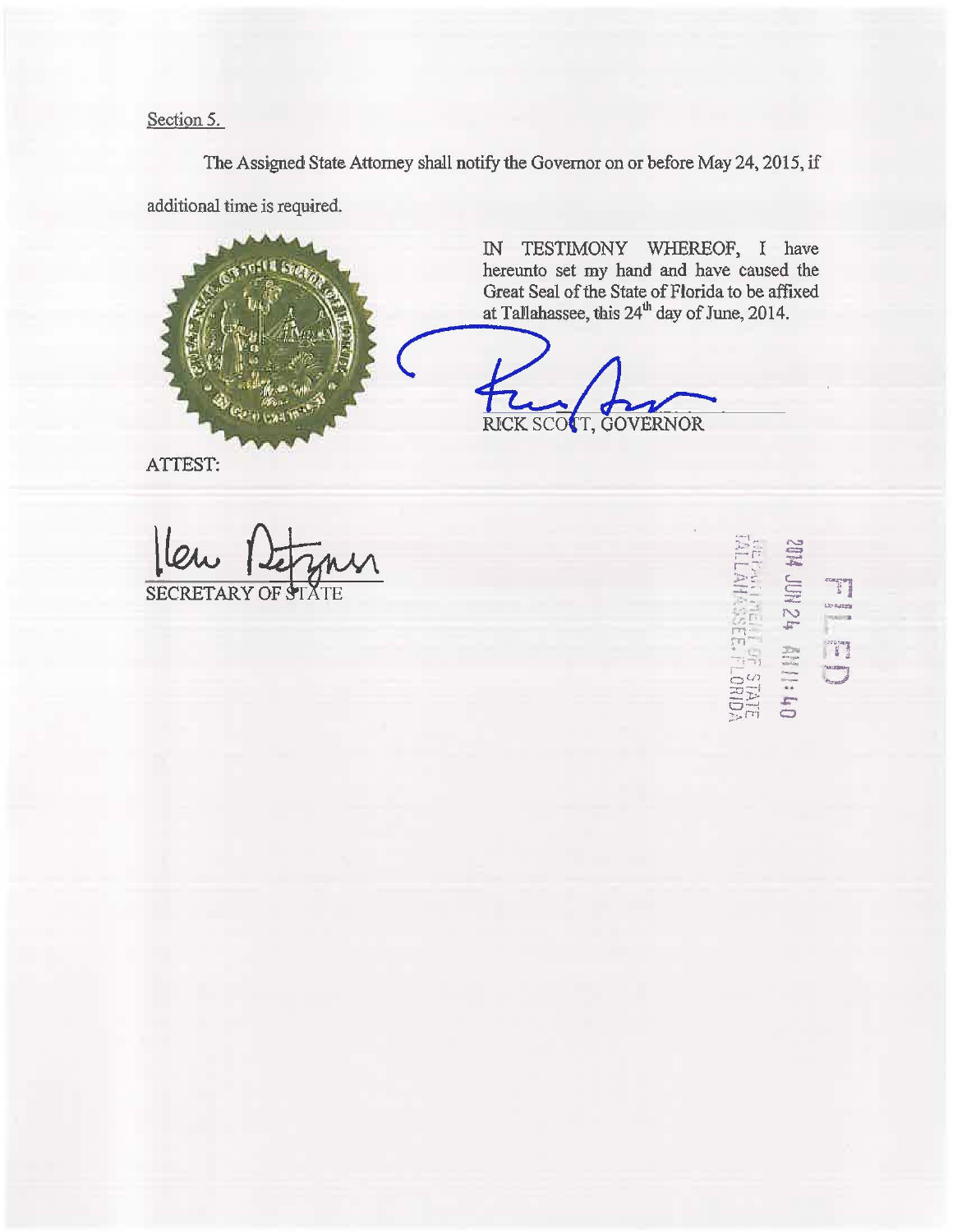Section 5.

The Assigned State Attorney shall notify the Governor on or before May 24, 2015, if additional time is required.

IN TESTIMONY WHEREOF, I have hereunto set my hand and have caused the Great Seal of the State of Florida to be affixed at Tallahassee, this 24th day of June, 2014.

RICK SCOTT, GOVERNOR

ATTEST:

SECRETARY OF STATE

FILED

2014 JUN 24 AM 11:40

DEPARTMENT OF STATE
TALLAHASSEE, FLORIDA